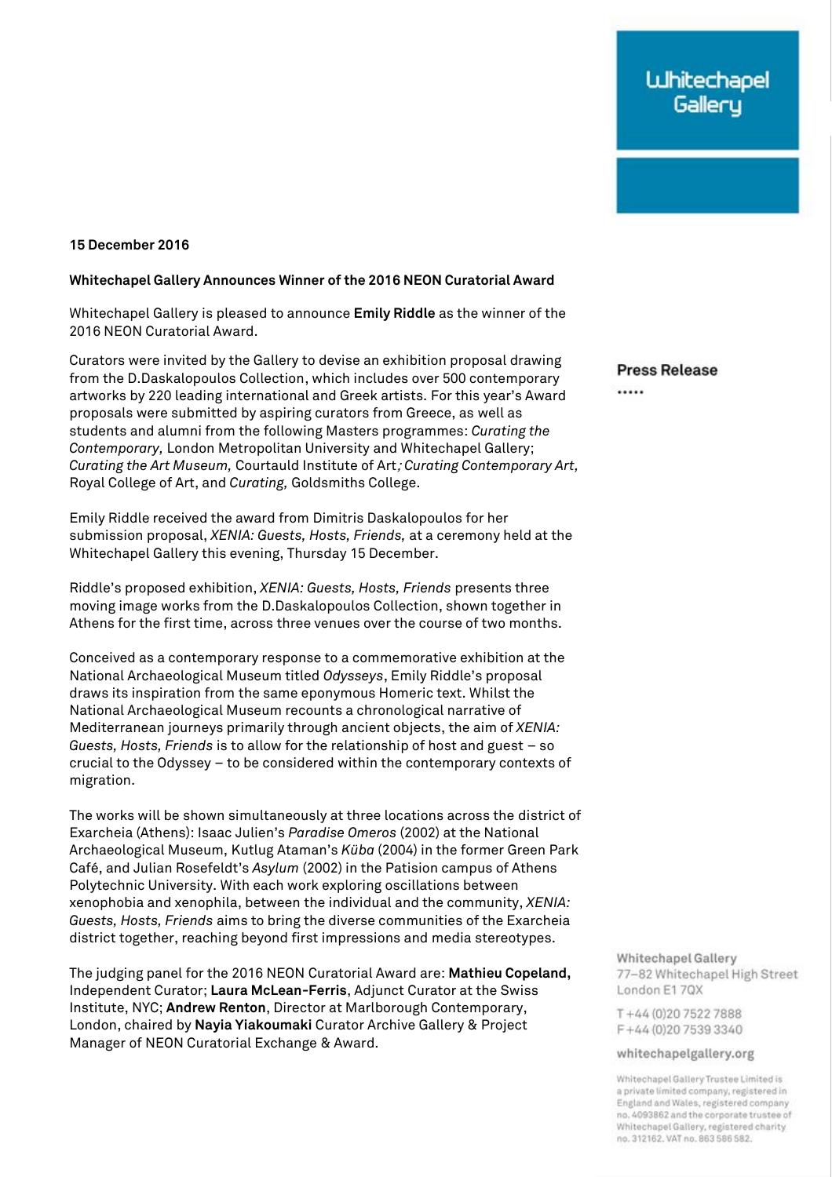Whitechapel Gallery

**15 December 2016**

**Whitechapel Gallery Announces Winner of the 2016 NEON Curatorial Award**

**Press Release**

Whitechapel Gallery is pleased to announce **Emily Riddle** as the winner of the 2016 NEON Curatorial Award.

Curators were invited by the Gallery to devise an exhibition proposal drawing from the D.Daskalopoulos Collection, which includes over 500 contemporary artworks by 220 leading international and Greek artists. For this year's Award proposals were submitted by aspiring curators from Greece, as well as students and alumni from the following Masters programmes: *Curating the Contemporary,* London Metropolitan University and Whitechapel Gallery; *Curating the Art Museum,* Courtauld Institute of Art*; Curating Contemporary Art,* Royal College of Art, and *Curating,* Goldsmiths College.

Emily Riddle received the award from Dimitris Daskalopoulos for her submission proposal, *XENIA: Guests, Hosts, Friends,* at a ceremony held at the Whitechapel Gallery this evening, Thursday 15 December.

Riddle's proposed exhibition, *XENIA: Guests, Hosts, Friends* presents three moving image works from the D.Daskalopoulos Collection, shown together in Athens for the first time, across three venues over the course of two months.

Conceived as a contemporary response to a commemorative exhibition at the National Archaeological Museum titled *Odysseys*, Emily Riddle's proposal draws its inspiration from the same eponymous Homeric text. Whilst the National Archaeological Museum recounts a chronological narrative of Mediterranean journeys primarily through ancient objects, the aim of *XENIA: Guests, Hosts, Friends* is to allow for the relationship of host and guest – so crucial to the Odyssey – to be considered within the contemporary contexts of migration.

The works will be shown simultaneously at three locations across the district of Exarcheia (Athens): Isaac Julien's *Paradise Omeros* (2002) at the National Archaeological Museum, Kutlug Ataman's *Küba* (2004) in the former Green Park Café, and Julian Rosefeldt's *Asylum* (2002) in the Patision campus of Athens Polytechnic University. With each work exploring oscillations between xenophobia and xenophila, between the individual and the community, *XENIA: Guests, Hosts, Friends* aims to bring the diverse communities of the Exarcheia district together, reaching beyond first impressions and media stereotypes.

The judging panel for the 2016 NEON Curatorial Award are: **Mathieu Copeland,** Independent Curator; **Laura McLean-Ferris**, Adjunct Curator at the Swiss Institute, NYC; **Andrew Renton**, Director at Marlborough Contemporary, London, chaired by **Nayia Yiakoumaki** Curator Archive Gallery & Project Manager of NEON Curatorial Exchange & Award.

Whitechapel Gallery
77–82 Whitechapel High Street
London E1 7QX

T +44 (0)20 7522 7888
F +44 (0)20 7539 3340

whitechapelgallery.org

Whitechapel Gallery Trustee Limited is a private limited company, registered in England and Wales, registered company no. 4093862 and the corporate trustee of Whitechapel Gallery, registered charity no. 312162. VAT no. 863 586 582.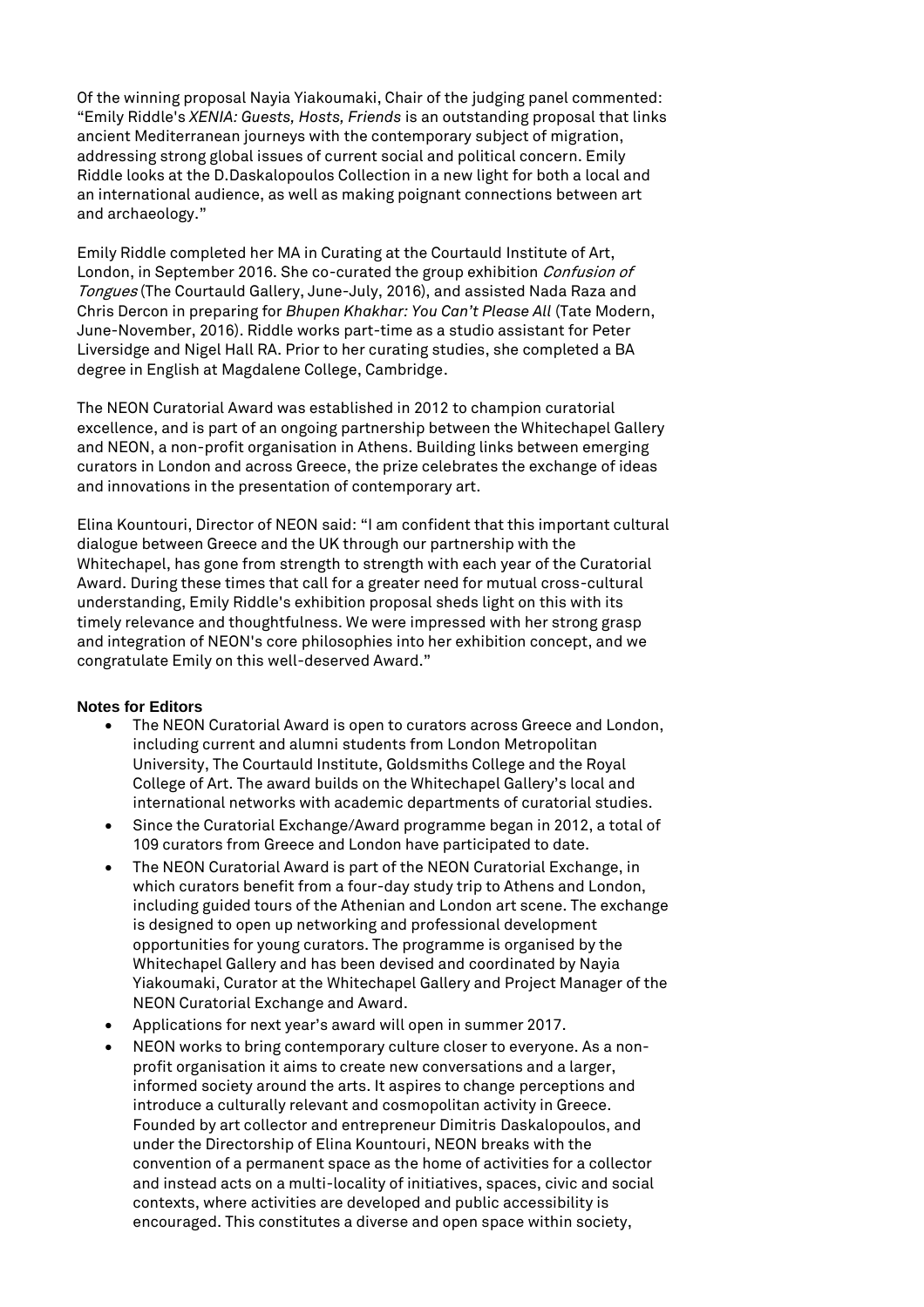Of the winning proposal Nayia Yiakoumaki, Chair of the judging panel commented: "Emily Riddle's *XENIA: Guests, Hosts, Friends* is an outstanding proposal that links ancient Mediterranean journeys with the contemporary subject of migration, addressing strong global issues of current social and political concern. Emily Riddle looks at the D.Daskalopoulos Collection in a new light for both a local and an international audience, as well as making poignant connections between art and archaeology."

Emily Riddle completed her MA in Curating at the Courtauld Institute of Art, London, in September 2016. She co-curated the group exhibition *Confusion of Tongues* (The Courtauld Gallery, June-July, 2016), and assisted Nada Raza and Chris Dercon in preparing for *Bhupen Khakhar: You Can't Please All* (Tate Modern, June-November, 2016). Riddle works part-time as a studio assistant for Peter Liversidge and Nigel Hall RA. Prior to her curating studies, she completed a BA degree in English at Magdalene College, Cambridge.

The NEON Curatorial Award was established in 2012 to champion curatorial excellence, and is part of an ongoing partnership between the Whitechapel Gallery and NEON, a non-profit organisation in Athens. Building links between emerging curators in London and across Greece, the prize celebrates the exchange of ideas and innovations in the presentation of contemporary art.

Elina Kountouri, Director of NEON said: "I am confident that this important cultural dialogue between Greece and the UK through our partnership with the Whitechapel, has gone from strength to strength with each year of the Curatorial Award. During these times that call for a greater need for mutual cross-cultural understanding, Emily Riddle's exhibition proposal sheds light on this with its timely relevance and thoughtfulness. We were impressed with her strong grasp and integration of NEON's core philosophies into her exhibition concept, and we congratulate Emily on this well-deserved Award."

**Notes for Editors**

- The NEON Curatorial Award is open to curators across Greece and London, including current and alumni students from London Metropolitan University, The Courtauld Institute, Goldsmiths College and the Royal College of Art. The award builds on the Whitechapel Gallery's local and international networks with academic departments of curatorial studies.
- Since the Curatorial Exchange/Award programme began in 2012, a total of 109 curators from Greece and London have participated to date.
- The NEON Curatorial Award is part of the NEON Curatorial Exchange, in which curators benefit from a four-day study trip to Athens and London, including guided tours of the Athenian and London art scene. The exchange is designed to open up networking and professional development opportunities for young curators. The programme is organised by the Whitechapel Gallery and has been devised and coordinated by Nayia Yiakoumaki, Curator at the Whitechapel Gallery and Project Manager of the NEON Curatorial Exchange and Award.
- Applications for next year's award will open in summer 2017.
- NEON works to bring contemporary culture closer to everyone. As a non-profit organisation it aims to create new conversations and a larger, informed society around the arts. It aspires to change perceptions and introduce a culturally relevant and cosmopolitan activity in Greece. Founded by art collector and entrepreneur Dimitris Daskalopoulos, and under the Directorship of Elina Kountouri, NEON breaks with the convention of a permanent space as the home of activities for a collector and instead acts on a multi-locality of initiatives, spaces, civic and social contexts, where activities are developed and public accessibility is encouraged. This constitutes a diverse and open space within society,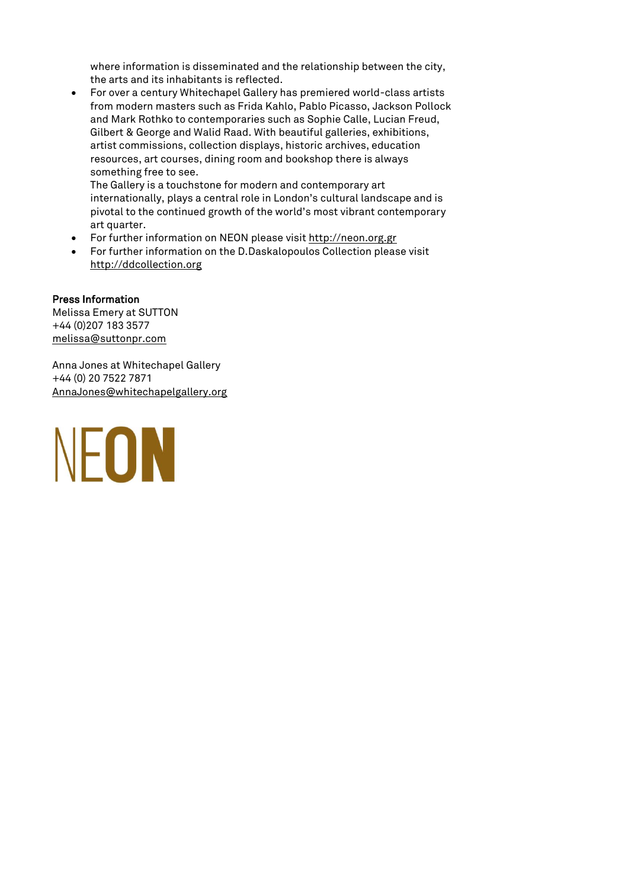where information is disseminated and the relationship between the city, the arts and its inhabitants is reflected.

- For over a century Whitechapel Gallery has premiered world-class artists from modern masters such as Frida Kahlo, Pablo Picasso, Jackson Pollock and Mark Rothko to contemporaries such as Sophie Calle, Lucian Freud, Gilbert & George and Walid Raad. With beautiful galleries, exhibitions, artist commissions, collection displays, historic archives, education resources, art courses, dining room and bookshop there is always something free to see.
  The Gallery is a touchstone for modern and contemporary art internationally, plays a central role in London's cultural landscape and is pivotal to the continued growth of the world's most vibrant contemporary art quarter.
- For further information on NEON please visit http://neon.org.gr
- For further information on the D.Daskalopoulos Collection please visit http://ddcollection.org

**Press Information**
Melissa Emery at SUTTON
+44 (0)207 183 3577
melissa@suttonpr.com

Anna Jones at Whitechapel Gallery
+44 (0) 20 7522 7871
AnnaJones@whitechapelgallery.org

NEON